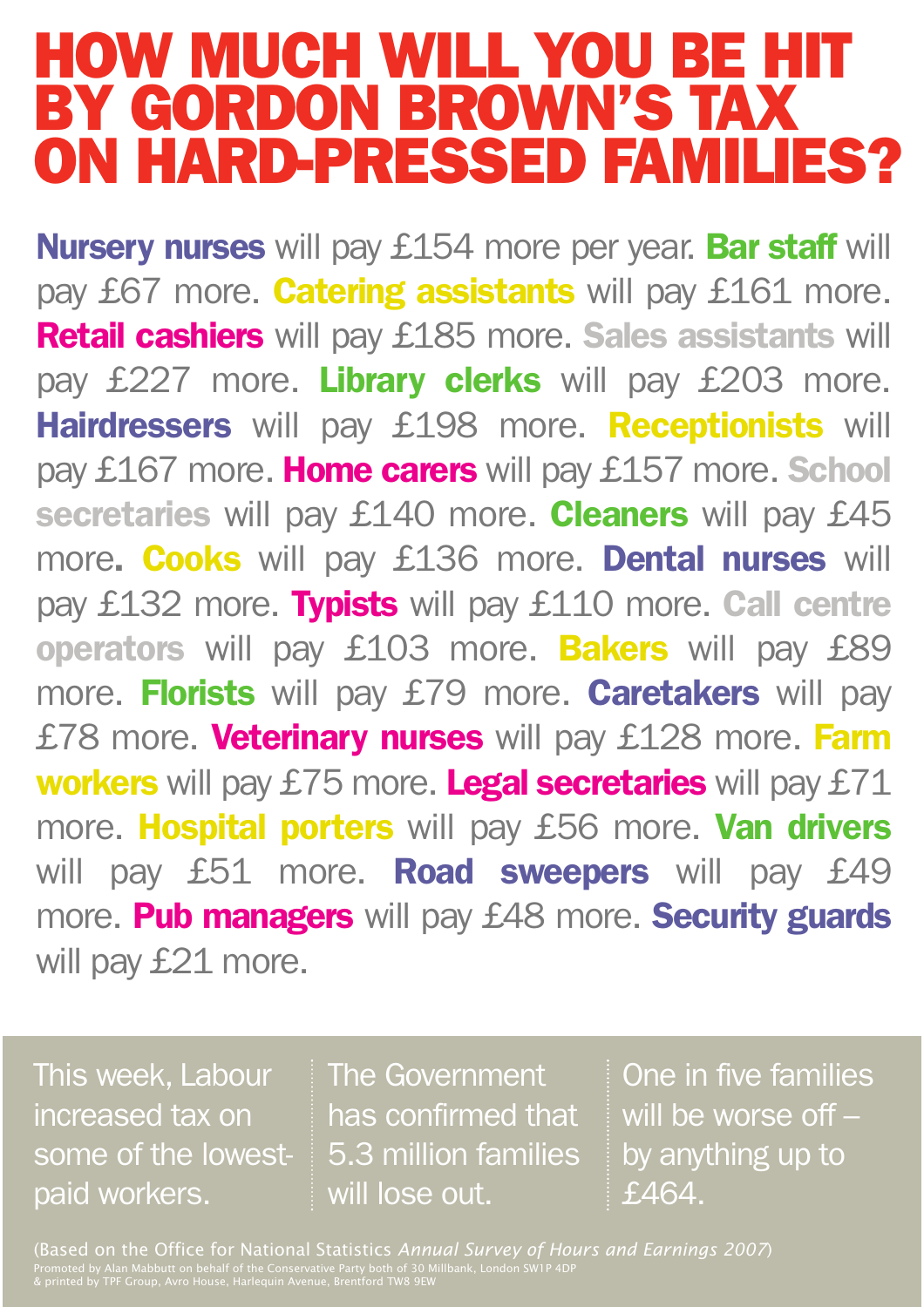# HOW MUCH WILL YOU BE HIT BY GORDON BROWN'S TAX ON HARD-PRESSED FAMILIES?

**Nursery nurses** will pay £154 more per year. **Bar staff** will pay £67 more. **Catering assistants** will pay £161 more. **Retail cashiers** will pay £185 more. **Sales assistants** will pay £227 more. **Library clerks** will pay £203 more. **Hairdressers** will pay £198 more. **Receptionists** will pay £167 more. **Home carers** will pay £157 more. **School secretaries** will pay £140 more. **Cleaners** will pay £45 more. **Cooks** will pay £136 more. **Dental nurses** will pay £132 more. **Typists** will pay £110 more. **Call centre operators** will pay £103 more. **Bakers** will pay £89 more. **Florists** will pay £79 more. **Caretakers** will pay £78 more. **Veterinary nurses** will pay £128 more. **Farm workers** will pay £75 more. **Legal secretaries** will pay £71 more. **Hospital porters** will pay £56 more. **Van drivers** will pay £51 more. **Road sweepers** will pay £49 more. **Pub managers** will pay £48 more. **Security guards** will pay £21 more.

This week, Labour increased tax on some of the lowest-paid workers.

The Government has confirmed that 5.3 million families will lose out.

One in five families will be worse off – by anything up to £464.

(Based on the Office for National Statistics *Annual Survey of Hours and Earnings 2007*)

Promoted by Alan Mabbutt on behalf of the Conservative Party both of 30 Millbank, London SW1P 4DP & printed by TPF Group, Avro House, Harlequin Avenue, Brentford TW8 9EW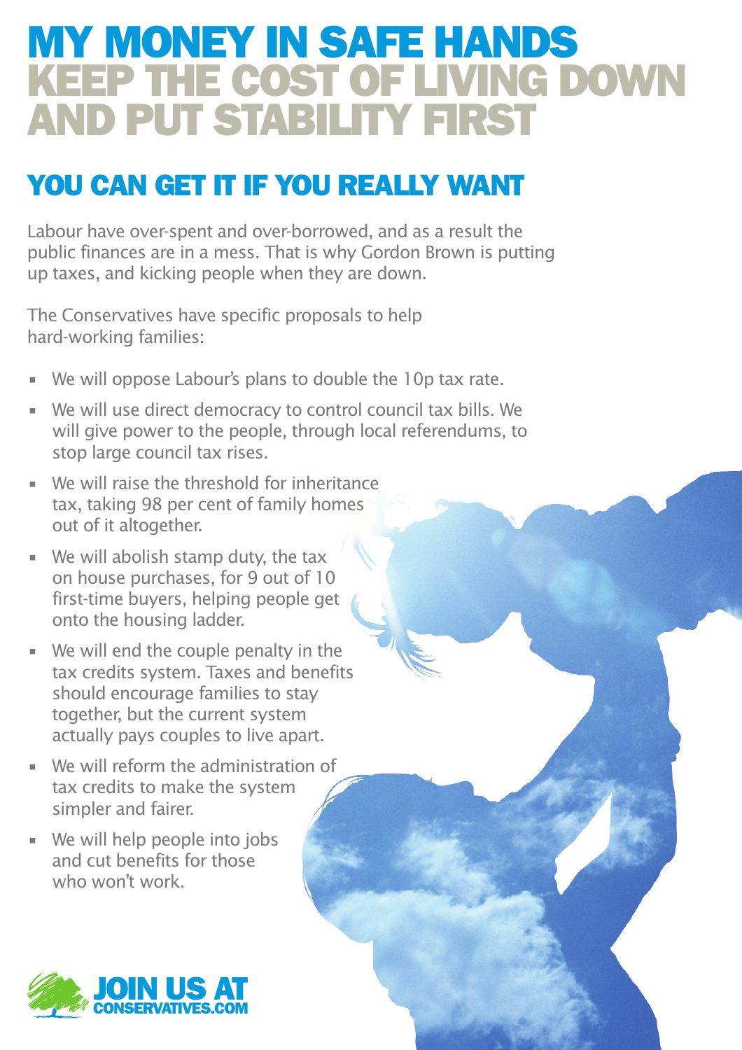# MY MONEY IN SAFE HANDS
# KEEP THE COST OF LIVING DOWN AND PUT STABILITY FIRST

## YOU CAN GET IT IF YOU REALLY WANT

Labour have over-spent and over-borrowed, and as a result the public finances are in a mess. That is why Gordon Brown is putting up taxes, and kicking people when they are down.

The Conservatives have specific proposals to help hard-working families:

- We will oppose Labour's plans to double the 10p tax rate.
- We will use direct democracy to control council tax bills. We will give power to the people, through local referendums, to stop large council tax rises.
- We will raise the threshold for inheritance tax, taking 98 per cent of family homes out of it altogether.
- We will abolish stamp duty, the tax on house purchases, for 9 out of 10 first-time buyers, helping people get onto the housing ladder.
- We will end the couple penalty in the tax credits system. Taxes and benefits should encourage families to stay together, but the current system actually pays couples to live apart.
- We will reform the administration of tax credits to make the system simpler and fairer.
- We will help people into jobs and cut benefits for those who won't work.

**JOIN US AT CONSERVATIVES.COM**